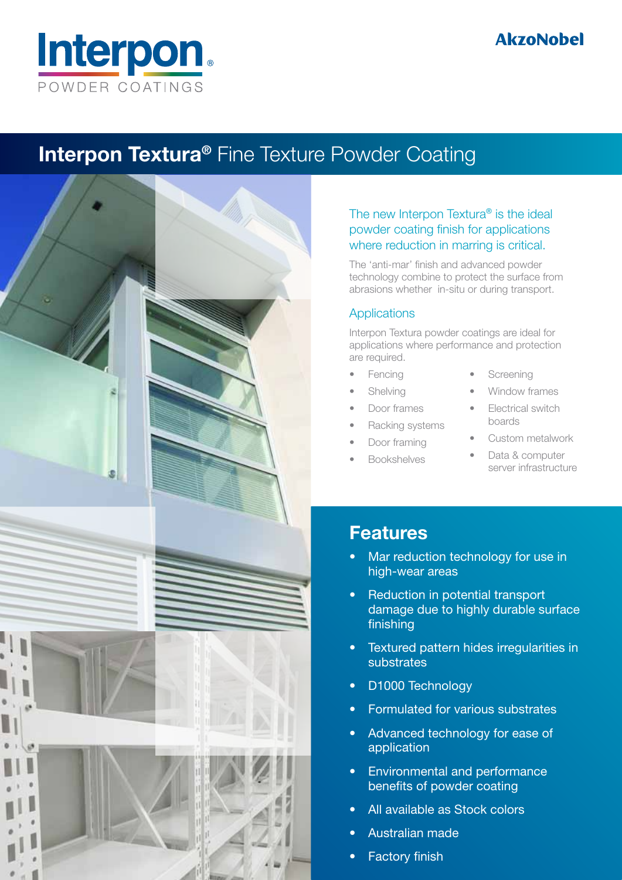Interpon®

POWDER COATINGS

AkzoNobel

# Interpon Textura® Fine Texture Powder Coating

The new Interpon Textura® is the ideal powder coating finish for applications where reduction in marring is critical.

The 'anti-mar' finish and advanced powder technology combine to protect the surface from abrasions whether in-situ or during transport.

## Applications

Interpon Textura powder coatings are ideal for applications where performance and protection are required.

- Fencing
- Shelving
- Door frames
- Racking systems
- Door framing
- Bookshelves
- Screening
- Window frames
- Electrical switch boards
- Custom metalwork
- Data & computer server infrastructure

## Features

- Mar reduction technology for use in high-wear areas
- Reduction in potential transport damage due to highly durable surface finishing
- Textured pattern hides irregularities in substrates
- D1000 Technology
- Formulated for various substrates
- Advanced technology for ease of application
- Environmental and performance benefits of powder coating
- All available as Stock colors
- Australian made
- Factory finish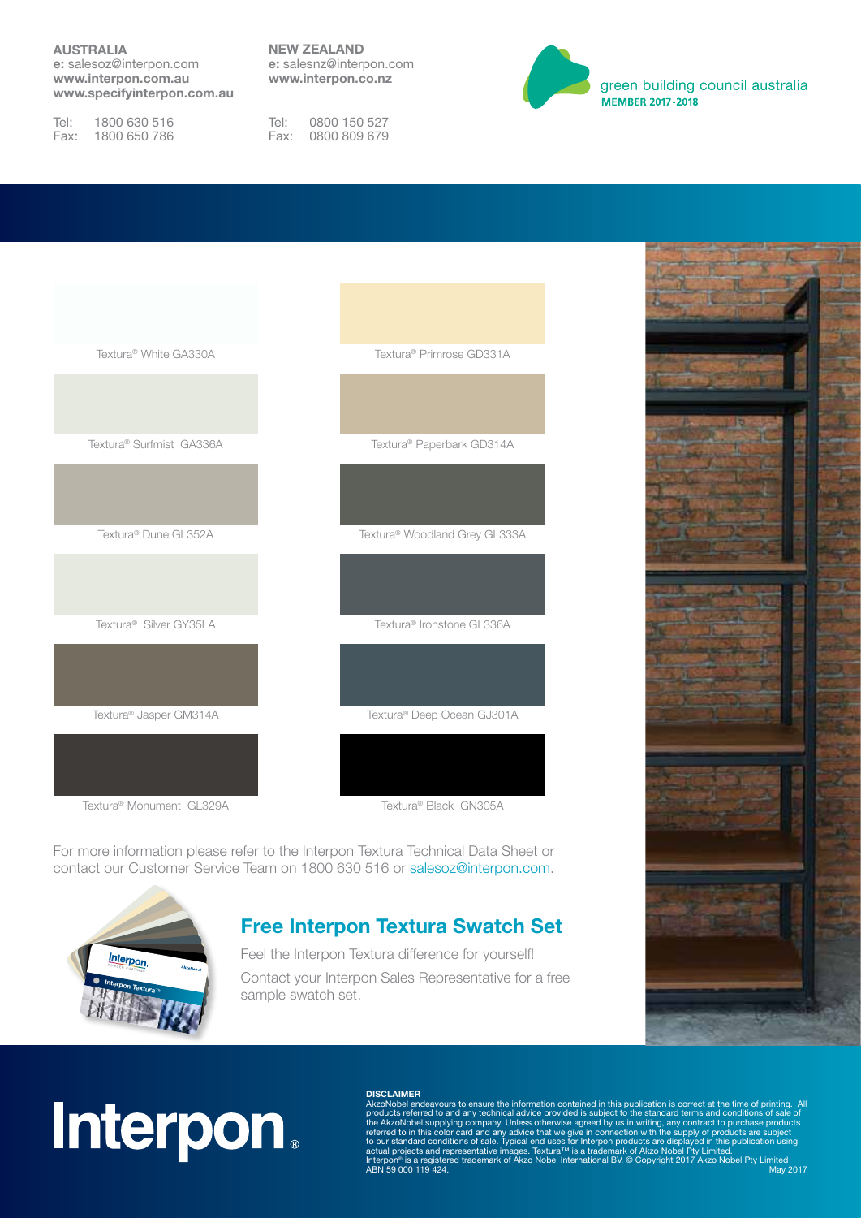**AUSTRALIA**
**e:** salesoz@interpon.com
**www.interpon.com.au**
**www.specifyinterpon.com.au**

Tel: 1800 630 516
Fax: 1800 650 786

**NEW ZEALAND**
**e:** salesnz@interpon.com
**www.interpon.co.nz**

Tel: 0800 150 527
Fax: 0800 809 679

green building council australia
**MEMBER 2017-2018**

Textura® White GA330A

Textura® Primrose GD331A

Textura® Surfmist GA336A

Textura® Paperbark GD314A

Textura® Dune GL352A

Textura® Woodland Grey GL333A

Textura® Silver GY35LA

Textura® Ironstone GL336A

Textura® Jasper GM314A

Textura® Deep Ocean GJ301A

Textura® Monument GL329A

Textura® Black GN305A

For more information please refer to the Interpon Textura Technical Data Sheet or contact our Customer Service Team on 1800 630 516 or salesoz@interpon.com.

## Free Interpon Textura Swatch Set

Feel the Interpon Textura difference for yourself!

Contact your Interpon Sales Representative for a free sample swatch set.

Interpon®

**DISCLAIMER**
AkzoNobel endeavours to ensure the information contained in this publication is correct at the time of printing. All products referred to and any technical advice provided is subject to the standard terms and conditions of sale of the AkzoNobel supplying company. Unless otherwise agreed by us in writing, any contract to purchase products referred to in this color card and any advice that we give in connection with the supply of products are subject to our standard conditions of sale. Typical end uses for Interpon products are displayed in this publication using actual projects and representative images. Textura™ is a trademark of Akzo Nobel Pty Limited.
Interpon® is a registered trademark of Akzo Nobel International BV. © Copyright 2017 Akzo Nobel Pty Limited
ABN 59 000 119 424. May 2017